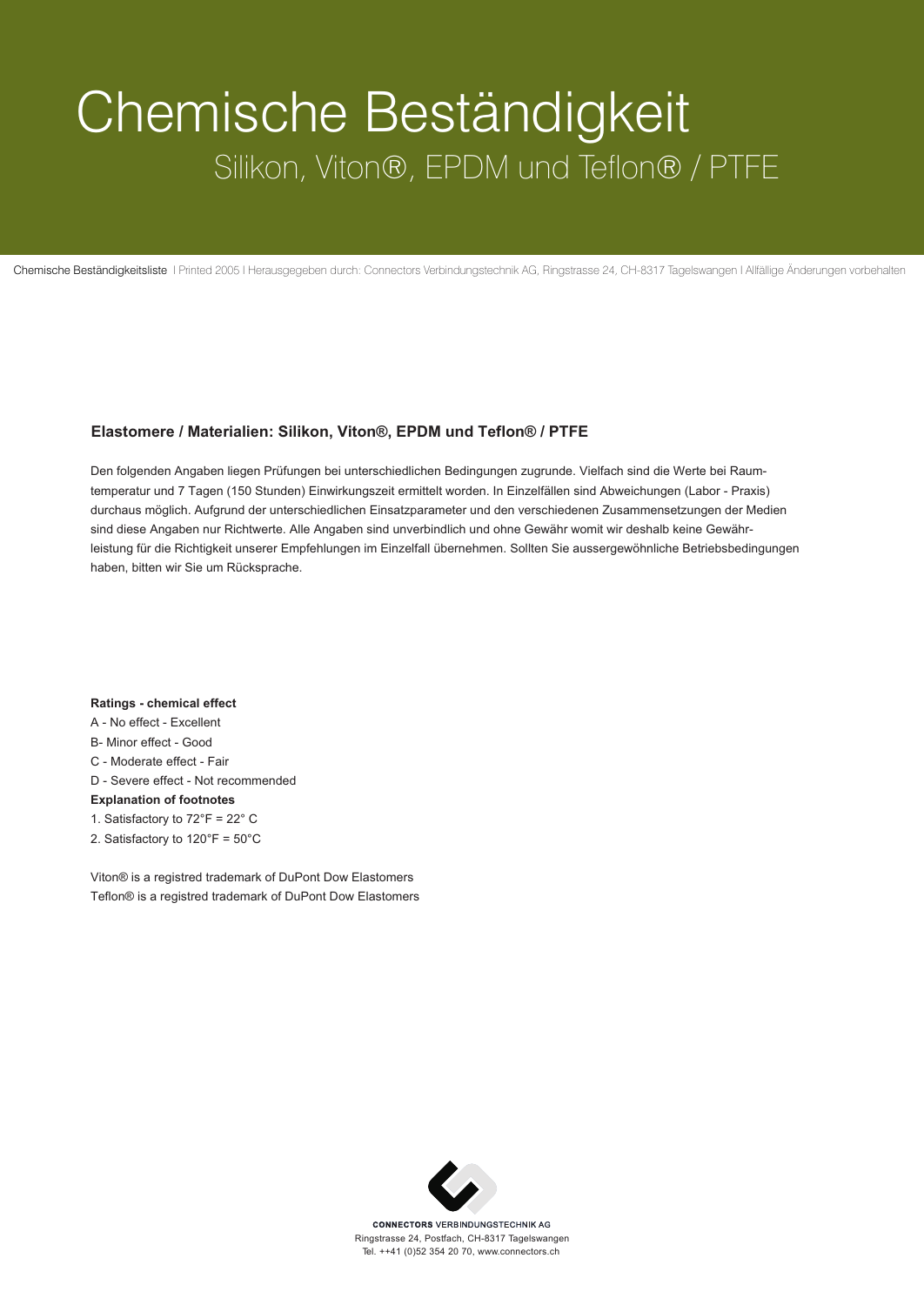# Chemische Beständigkeit

## Silikon, Viton®, EPDM und Teflon® / PTFE

Chemische Beständigkeitsliste I Printed 2005 I Herausgegeben durch: Connectors Verbindungstechnik AG, Ringstrasse 24, CH-8317 Tagelswangen I Allfällige Änderungen vorbehalten

### Elastomere / Materialien: Silikon, Viton®, EPDM und Teflon® / PTFE

Den folgenden Angaben liegen Prüfungen bei unterschiedlichen Bedingungen zugrunde. Vielfach sind die Werte bei Raumtemperatur und 7 Tagen (150 Stunden) Einwirkungszeit ermittelt worden. In Einzelfällen sind Abweichungen (Labor - Praxis) durchaus möglich. Aufgrund der unterschiedlichen Einsatzparameter und den verschiedenen Zusammensetzungen der Medien sind diese Angaben nur Richtwerte. Alle Angaben sind unverbindlich und ohne Gewähr womit wir deshalb keine Gewährleistung für die Richtigkeit unserer Empfehlungen im Einzelfall übernehmen. Sollten Sie aussergewöhnliche Betriebsbedingungen haben, bitten wir Sie um Rücksprache.

**Ratings - chemical effect**

A - No effect - Excellent

B- Minor effect - Good

C - Moderate effect - Fair

D - Severe effect - Not recommended

**Explanation of footnotes**

1. Satisfactory to 72°F = 22° C
2. Satisfactory to 120°F = 50°C

Viton® is a registred trademark of DuPont Dow Elastomers

Teflon® is a registred trademark of DuPont Dow Elastomers

**CONNECTORS** VERBINDUNGSTECHNIK AG
Ringstrasse 24, Postfach, CH-8317 Tagelswangen
Tel. ++41 (0)52 354 20 70, www.connectors.ch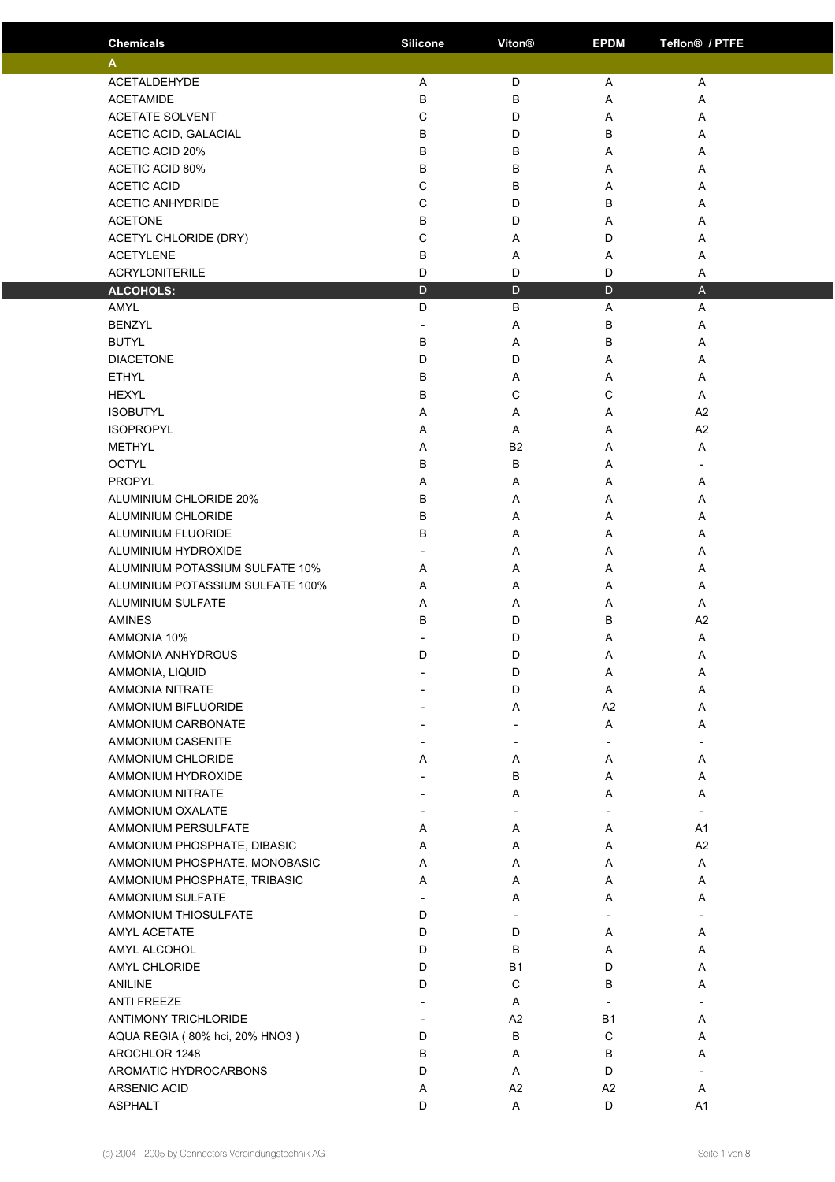| Chemicals | Silicone | Viton® | EPDM | Teflon® / PTFE |
|---|---|---|---|---|
| **A** | | | | |
| ACETALDEHYDE | A | D | A | A |
| ACETAMIDE | B | B | A | A |
| ACETATE SOLVENT | C | D | A | A |
| ACETIC ACID, GALACIAL | B | D | B | A |
| ACETIC ACID 20% | B | B | A | A |
| ACETIC ACID 80% | B | B | A | A |
| ACETIC ACID | C | B | A | A |
| ACETIC ANHYDRIDE | C | D | B | A |
| ACETONE | B | D | A | A |
| ACETYL CHLORIDE (DRY) | C | A | D | A |
| ACETYLENE | B | A | A | A |
| ACRYLONITERILE | D | D | D | A |
| **ALCOHOLS:** | D | D | D | A |
| AMYL | D | B | A | A |
| BENZYL | - | A | B | A |
| BUTYL | B | A | B | A |
| DIACETONE | D | D | A | A |
| ETHYL | B | A | A | A |
| HEXYL | B | C | C | A |
| ISOBUTYL | A | A | A | A2 |
| ISOPROPYL | A | A | A | A2 |
| METHYL | A | B2 | A | A |
| OCTYL | B | B | A | - |
| PROPYL | A | A | A | A |
| ALUMINIUM CHLORIDE 20% | B | A | A | A |
| ALUMINIUM CHLORIDE | B | A | A | A |
| ALUMINIUM FLUORIDE | B | A | A | A |
| ALUMINIUM HYDROXIDE | - | A | A | A |
| ALUMINIUM POTASSIUM SULFATE 10% | A | A | A | A |
| ALUMINIUM POTASSIUM SULFATE 100% | A | A | A | A |
| ALUMINIUM SULFATE | A | A | A | A |
| AMINES | B | D | B | A2 |
| AMMONIA 10% | - | D | A | A |
| AMMONIA ANHYDROUS | D | D | A | A |
| AMMONIA, LIQUID | - | D | A | A |
| AMMONIA NITRATE | - | D | A | A |
| AMMONIUM BIFLUORIDE | - | A | A2 | A |
| AMMONIUM CARBONATE | - | - | A | A |
| AMMONIUM CASENITE | - | - | - | - |
| AMMONIUM CHLORIDE | A | A | A | A |
| AMMONIUM HYDROXIDE | - | B | A | A |
| AMMONIUM NITRATE | - | A | A | A |
| AMMONIUM OXALATE | - | - | - | - |
| AMMONIUM PERSULFATE | A | A | A | A1 |
| AMMONIUM PHOSPHATE, DIBASIC | A | A | A | A2 |
| AMMONIUM PHOSPHATE, MONOBASIC | A | A | A | A |
| AMMONIUM PHOSPHATE, TRIBASIC | A | A | A | A |
| AMMONIUM SULFATE | - | A | A | A |
| AMMONIUM THIOSULFATE | D | - | - | - |
| AMYL ACETATE | D | D | A | A |
| AMYL ALCOHOL | D | B | A | A |
| AMYL CHLORIDE | D | B1 | D | A |
| ANILINE | D | C | B | A |
| ANTI FREEZE | - | A | - | - |
| ANTIMONY TRICHLORIDE | - | A2 | B1 | A |
| AQUA REGIA ( 80% hci, 20% HNO3 ) | D | B | C | A |
| AROCHLOR 1248 | B | A | B | A |
| AROMATIC HYDROCARBONS | D | A | D | - |
| ARSENIC ACID | A | A2 | A2 | A |
| ASPHALT | D | A | D | A1 |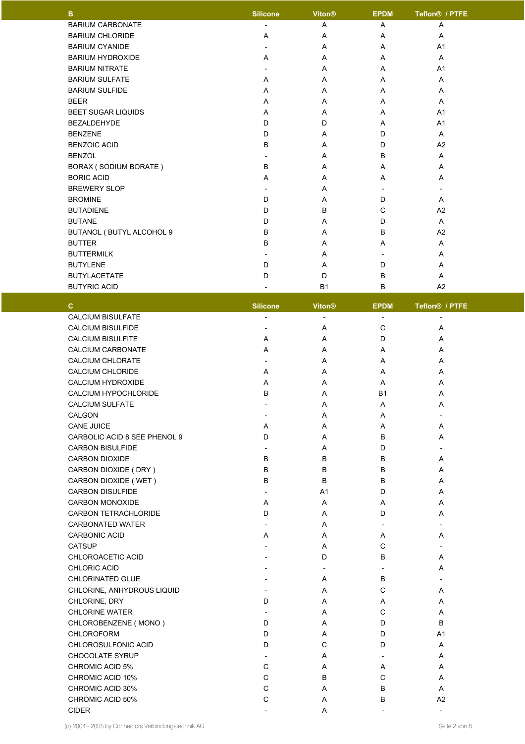| B | Silicone | Viton® | EPDM | Teflon® / PTFE |
|---|---|---|---|---|
| BARIUM CARBONATE | - | A | A | A |
| BARIUM CHLORIDE | A | A | A | A |
| BARIUM CYANIDE | - | A | A | A1 |
| BARIUM HYDROXIDE | A | A | A | A |
| BARIUM NITRATE | - | A | A | A1 |
| BARIUM SULFATE | A | A | A | A |
| BARIUM SULFIDE | A | A | A | A |
| BEER | A | A | A | A |
| BEET SUGAR LIQUIDS | A | A | A | A1 |
| BEZALDEHYDE | D | D | A | A1 |
| BENZENE | D | A | D | A |
| BENZOIC ACID | B | A | D | A2 |
| BENZOL | - | A | B | A |
| BORAX ( SODIUM BORATE ) | B | A | A | A |
| BORIC ACID | A | A | A | A |
| BREWERY SLOP | - | A | - | - |
| BROMINE | D | A | D | A |
| BUTADIENE | D | B | C | A2 |
| BUTANE | D | A | D | A |
| BUTANOL ( BUTYL ALCOHOL 9 | B | A | B | A2 |
| BUTTER | B | A | A | A |
| BUTTERMILK | - | A | - | A |
| BUTYLENE | D | A | D | A |
| BUTYLACETATE | D | D | B | A |
| BUTYRIC ACID | - | B1 | B | A2 |

| C | Silicone | Viton® | EPDM | Teflon® / PTFE |
|---|---|---|---|---|
| CALCIUM BISULFATE | - | - | - | - |
| CALCIUM BISULFIDE | - | A | C | A |
| CALCIUM BISULFITE | A | A | D | A |
| CALCIUM CARBONATE | A | A | A | A |
| CALCIUM CHLORATE | - | A | A | A |
| CALCIUM CHLORIDE | A | A | A | A |
| CALCIUM HYDROXIDE | A | A | A | A |
| CALCIUM HYPOCHLORIDE | B | A | B1 | A |
| CALCIUM SULFATE | - | A | A | A |
| CALGON | - | A | A | - |
| CANE JUICE | A | A | A | A |
| CARBOLIC ACID 8 SEE PHENOL 9 | D | A | B | A |
| CARBON BISULFIDE | - | A | D | - |
| CARBON DIOXIDE | B | B | B | A |
| CARBON DIOXIDE ( DRY ) | B | B | B | A |
| CARBON DIOXIDE ( WET ) | B | B | B | A |
| CARBON DISULFIDE | - | A1 | D | A |
| CARBON MONOXIDE | A | A | A | A |
| CARBON TETRACHLORIDE | D | A | D | A |
| CARBONATED WATER | - | A | - | - |
| CARBONIC ACID | A | A | A | A |
| CATSUP | - | A | C | - |
| CHLOROACETIC ACID | - | D | B | A |
| CHLORIC ACID | - | - | - | A |
| CHLORINATED GLUE | - | A | B | - |
| CHLORINE, ANHYDROUS LIQUID | - | A | C | A |
| CHLORINE, DRY | D | A | A | A |
| CHLORINE WATER | - | A | C | A |
| CHLOROBENZENE ( MONO ) | D | A | D | B |
| CHLOROFORM | D | A | D | A1 |
| CHLOROSULFONIC ACID | D | C | D | A |
| CHOCOLATE SYRUP | - | A | - | A |
| CHROMIC ACID 5% | C | A | A | A |
| CHROMIC ACID 10% | C | B | C | A |
| CHROMIC ACID 30% | C | A | B | A |
| CHROMIC ACID 50% | C | A | B | A2 |
| CIDER | - | A | - | - |

(c) 2004 - 2005 by Connectors Verbindungstechnik AG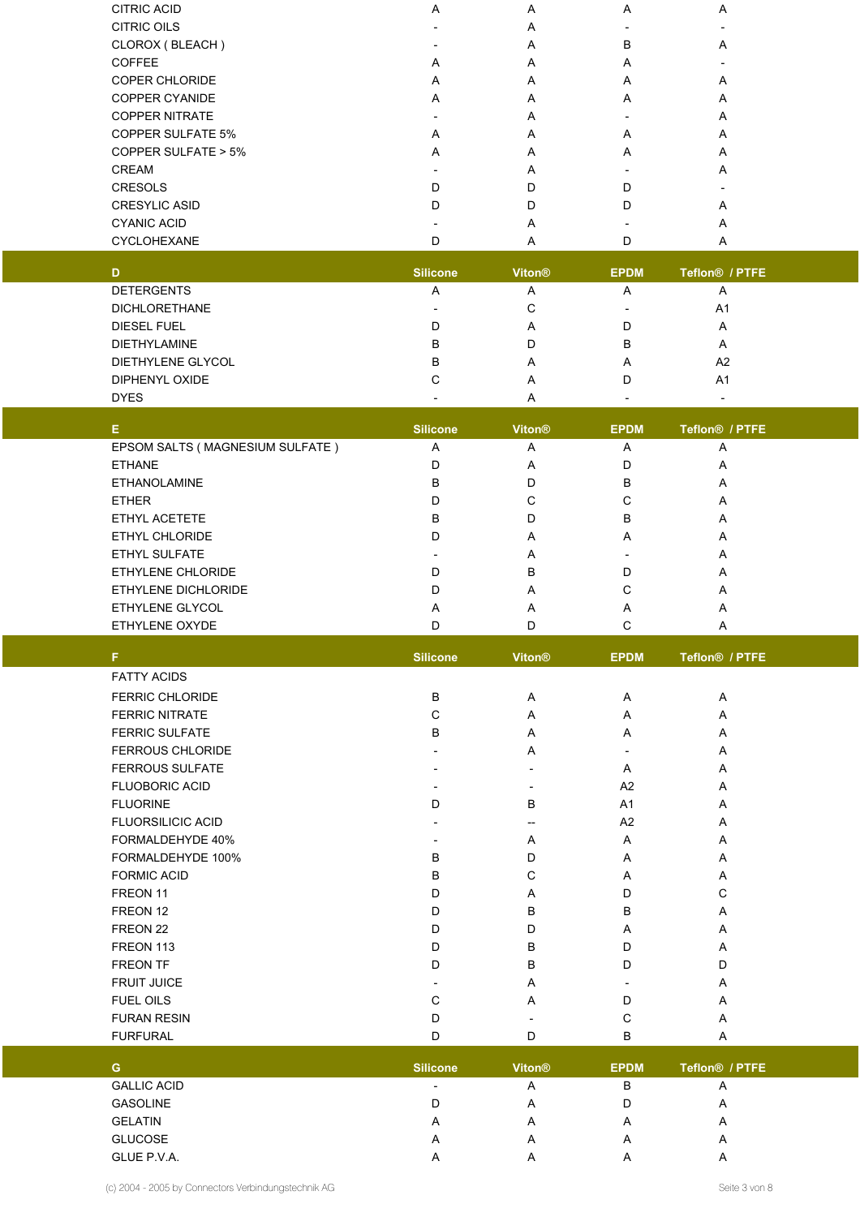| | Silicone | Viton® | EPDM | Teflon® / PTFE |
|---|---|---|---|---|
| CITRIC ACID | A | A | A | A |
| CITRIC OILS | - | A | - | - |
| CLOROX ( BLEACH ) | - | A | B | A |
| COFFEE | A | A | A | - |
| COPER CHLORIDE | A | A | A | A |
| COPPER CYANIDE | A | A | A | A |
| COPPER NITRATE | - | A | - | A |
| COPPER SULFATE 5% | A | A | A | A |
| COPPER SULFATE > 5% | A | A | A | A |
| CREAM | - | A | - | A |
| CRESOLS | D | D | D | - |
| CRESYLIC ASID | D | D | D | A |
| CYANIC ACID | - | A | - | A |
| CYCLOHEXANE | D | A | D | A |
| **D** | **Silicone** | **Viton®** | **EPDM** | **Teflon® / PTFE** |
| DETERGENTS | A | A | A | A |
| DICHLORETHANE | - | C | - | A1 |
| DIESEL FUEL | D | A | D | A |
| DIETHYLAMINE | B | D | B | A |
| DIETHYLENE GLYCOL | B | A | A | A2 |
| DIPHENYL OXIDE | C | A | D | A1 |
| DYES | - | A | - | - |
| **E** | **Silicone** | **Viton®** | **EPDM** | **Teflon® / PTFE** |
| EPSOM SALTS ( MAGNESIUM SULFATE ) | A | A | A | A |
| ETHANE | D | A | D | A |
| ETHANOLAMINE | B | D | B | A |
| ETHER | D | C | C | A |
| ETHYL ACETETE | B | D | B | A |
| ETHYL CHLORIDE | D | A | A | A |
| ETHYL SULFATE | - | A | - | A |
| ETHYLENE CHLORIDE | D | B | D | A |
| ETHYLENE DICHLORIDE | D | A | C | A |
| ETHYLENE GLYCOL | A | A | A | A |
| ETHYLENE OXYDE | D | D | C | A |
| **F** | **Silicone** | **Viton®** | **EPDM** | **Teflon® / PTFE** |
| FATTY ACIDS | | | | |
| FERRIC CHLORIDE | B | A | A | A |
| FERRIC NITRATE | C | A | A | A |
| FERRIC SULFATE | B | A | A | A |
| FERROUS CHLORIDE | - | A | - | A |
| FERROUS SULFATE | - | - | A | A |
| FLUOBORIC ACID | - | - | A2 | A |
| FLUORINE | D | B | A1 | A |
| FLUORSILICIC ACID | - | -- | A2 | A |
| FORMALDEHYDE 40% | - | A | A | A |
| FORMALDEHYDE 100% | B | D | A | A |
| FORMIC ACID | B | C | A | A |
| FREON 11 | D | A | D | C |
| FREON 12 | D | B | B | A |
| FREON 22 | D | D | A | A |
| FREON 113 | D | B | D | A |
| FREON TF | D | B | D | D |
| FRUIT JUICE | - | A | - | A |
| FUEL OILS | C | A | D | A |
| FURAN RESIN | D | - | C | A |
| FURFURAL | D | D | B | A |
| **G** | **Silicone** | **Viton®** | **EPDM** | **Teflon® / PTFE** |
| GALLIC ACID | - | A | B | A |
| GASOLINE | D | A | D | A |
| GELATIN | A | A | A | A |
| GLUCOSE | A | A | A | A |
| GLUE P.V.A. | A | A | A | A |

(c) 2004 - 2005 by Connectors Verbindungstechnik AG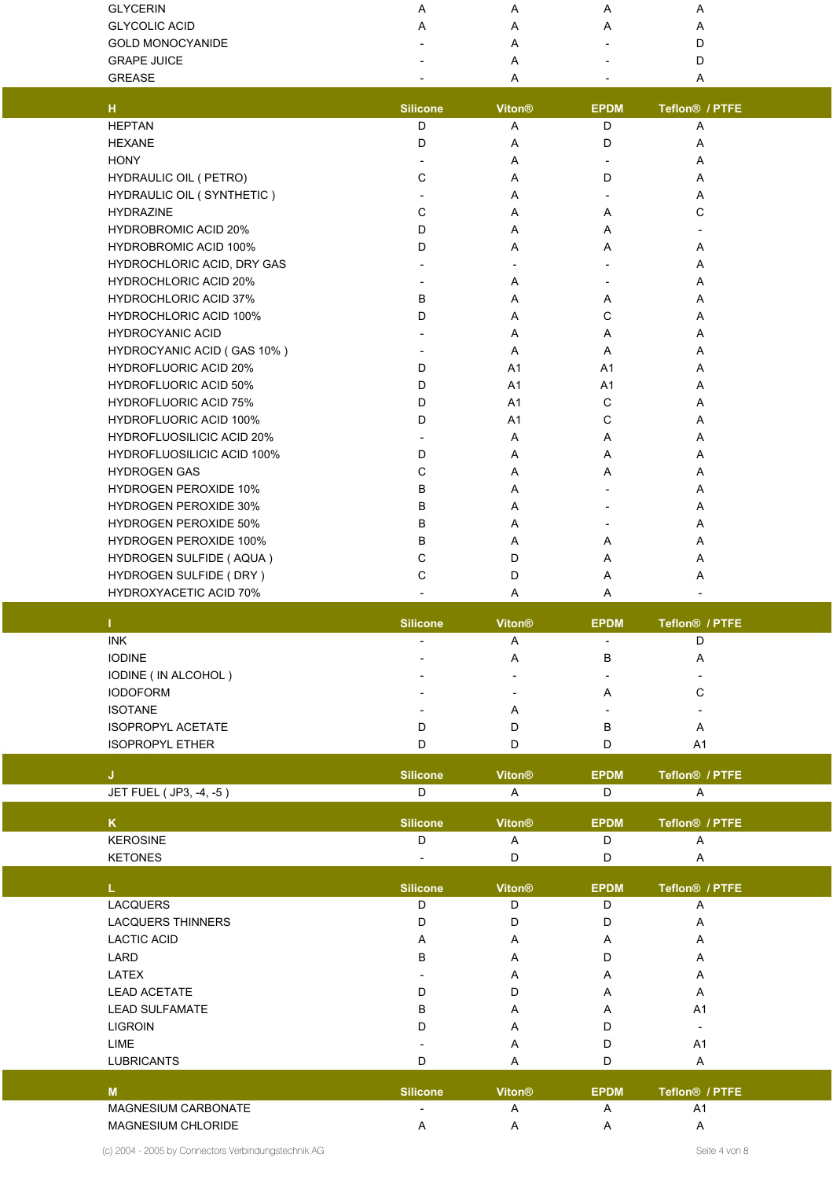| | Silicone | Viton® | EPDM | Teflon® / PTFE |
|---|---|---|---|---|
| GLYCERIN | A | A | A | A |
| GLYCOLIC ACID | A | A | A | A |
| GOLD MONOCYANIDE | - | A | - | D |
| GRAPE JUICE | - | A | - | D |
| GREASE | - | A | - | A |

| H | Silicone | Viton® | EPDM | Teflon® / PTFE |
|---|---|---|---|---|
| HEPTAN | D | A | D | A |
| HEXANE | D | A | D | A |
| HONY | - | A | - | A |
| HYDRAULIC OIL ( PETRO) | C | A | D | A |
| HYDRAULIC OIL ( SYNTHETIC ) | - | A | - | A |
| HYDRAZINE | C | A | A | C |
| HYDROBROMIC ACID 20% | D | A | A | - |
| HYDROBROMIC ACID 100% | D | A | A | A |
| HYDROCHLORIC ACID, DRY GAS | - | - | - | A |
| HYDROCHLORIC ACID 20% | - | A | - | A |
| HYDROCHLORIC ACID 37% | B | A | A | A |
| HYDROCHLORIC ACID 100% | D | A | C | A |
| HYDROCYANIC ACID | - | A | A | A |
| HYDROCYANIC ACID ( GAS 10% ) | - | A | A | A |
| HYDROFLUORIC ACID 20% | D | A1 | A1 | A |
| HYDROFLUORIC ACID 50% | D | A1 | A1 | A |
| HYDROFLUORIC ACID 75% | D | A1 | C | A |
| HYDROFLUORIC ACID 100% | D | A1 | C | A |
| HYDROFLUOSILICIC ACID 20% | - | A | A | A |
| HYDROFLUOSILICIC ACID 100% | D | A | A | A |
| HYDROGEN GAS | C | A | A | A |
| HYDROGEN PEROXIDE 10% | B | A | - | A |
| HYDROGEN PEROXIDE 30% | B | A | - | A |
| HYDROGEN PEROXIDE 50% | B | A | - | A |
| HYDROGEN PEROXIDE 100% | B | A | A | A |
| HYDROGEN SULFIDE ( AQUA ) | C | D | A | A |
| HYDROGEN SULFIDE ( DRY ) | C | D | A | A |
| HYDROXYACETIC ACID 70% | - | A | A | - |

| I | Silicone | Viton® | EPDM | Teflon® / PTFE |
|---|---|---|---|---|
| INK | - | A | - | D |
| IODINE | - | A | B | A |
| IODINE ( IN ALCOHOL ) | - | - | - | - |
| IODOFORM | - | - | A | C |
| ISOTANE | - | A | - | - |
| ISOPROPYL ACETATE | D | D | B | A |
| ISOPROPYL ETHER | D | D | D | A1 |

| J | Silicone | Viton® | EPDM | Teflon® / PTFE |
|---|---|---|---|---|
| JET FUEL ( JP3, -4, -5 ) | D | A | D | A |

| K | Silicone | Viton® | EPDM | Teflon® / PTFE |
|---|---|---|---|---|
| KEROSINE | D | A | D | A |
| KETONES | - | D | D | A |

| L | Silicone | Viton® | EPDM | Teflon® / PTFE |
|---|---|---|---|---|
| LACQUERS | D | D | D | A |
| LACQUERS THINNERS | D | D | D | A |
| LACTIC ACID | A | A | A | A |
| LARD | B | A | D | A |
| LATEX | - | A | A | A |
| LEAD ACETATE | D | D | A | A |
| LEAD SULFAMATE | B | A | A | A1 |
| LIGROIN | D | A | D | - |
| LIME | - | A | D | A1 |
| LUBRICANTS | D | A | D | A |

| M | Silicone | Viton® | EPDM | Teflon® / PTFE |
|---|---|---|---|---|
| MAGNESIUM CARBONATE | - | A | A | A1 |
| MAGNESIUM CHLORIDE | A | A | A | A |

(c) 2004 - 2005 by Connectors Verbindungstechnik AG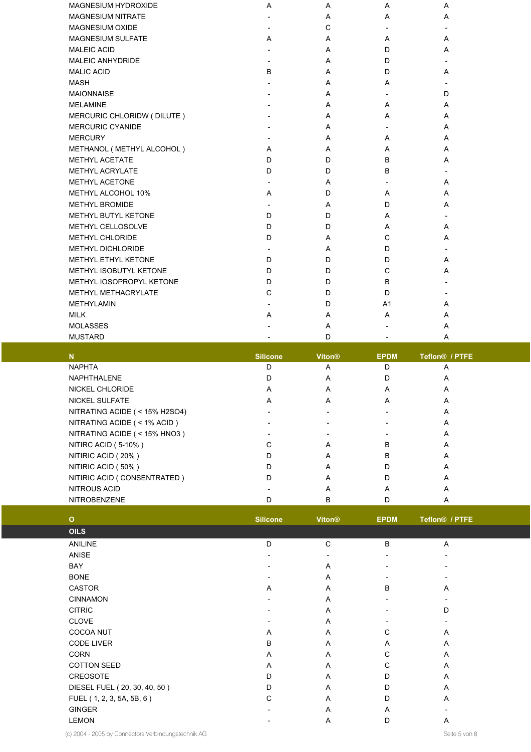| | Silicone | Viton® | EPDM | Teflon® / PTFE |
|---|---|---|---|---|
| MAGNESIUM HYDROXIDE | A | A | A | A |
| MAGNESIUM NITRATE | - | A | A | A |
| MAGNESIUM OXIDE | - | C | - | - |
| MAGNESIUM SULFATE | A | A | A | A |
| MALEIC ACID | - | A | D | A |
| MALEIC ANHYDRIDE | - | A | D | - |
| MALIC ACID | B | A | D | A |
| MASH | - | A | A | - |
| MAIONNAISE | - | A | - | D |
| MELAMINE | - | A | A | A |
| MERCURIC CHLORIDW ( DILUTE ) | - | A | A | A |
| MERCURIC CYANIDE | - | A | - | A |
| MERCURY | - | A | A | A |
| METHANOL ( METHYL ALCOHOL ) | A | A | A | A |
| METHYL ACETATE | D | D | B | A |
| METHYL ACRYLATE | D | D | B | - |
| METHYL ACETONE | - | A | - | A |
| METHYL ALCOHOL 10% | A | D | A | A |
| METHYL BROMIDE | - | A | D | A |
| METHYL BUTYL KETONE | D | D | A | - |
| METHYL CELLOSOLVE | D | D | A | A |
| METHYL CHLORIDE | D | A | C | A |
| METHYL DICHLORIDE | - | A | D | - |
| METHYL ETHYL KETONE | D | D | D | A |
| METHYL ISOBUTYL KETONE | D | D | C | A |
| METHYL IOSOPROPYL KETONE | D | D | B | - |
| METHYL METHACRYLATE | C | D | D | - |
| METHYLAMIN | - | D | A1 | A |
| MILK | A | A | A | A |
| MOLASSES | - | A | - | A |
| MUSTARD | - | D | - | A |

| N | Silicone | Viton® | EPDM | Teflon® / PTFE |
|---|---|---|---|---|
| NAPHTA | D | A | D | A |
| NAPHTHALENE | D | A | D | A |
| NICKEL CHLORIDE | A | A | A | A |
| NICKEL SULFATE | A | A | A | A |
| NITRATING ACIDE ( < 15% H2SO4) | - | - | - | A |
| NITRATING ACIDE ( < 1% ACID ) | - | - | - | A |
| NITRATING ACIDE ( < 15% HNO3 ) | - | - | - | A |
| NITIRC ACID ( 5-10% ) | C | A | B | A |
| NITIRIC ACID ( 20% ) | D | A | B | A |
| NITIRIC ACID ( 50% ) | D | A | D | A |
| NITIRIC ACID ( CONSENTRATED ) | D | A | D | A |
| NITROUS ACID | - | A | A | A |
| NITROBENZENE | D | B | D | A |

| O | Silicone | Viton® | EPDM | Teflon® / PTFE |
|---|---|---|---|---|
| **OILS** | | | | |
| ANILINE | D | C | B | A |
| ANISE | - | - | - | - |
| BAY | - | A | - | - |
| BONE | - | A | - | - |
| CASTOR | A | A | B | A |
| CINNAMON | - | A | - | - |
| CITRIC | - | A | - | D |
| CLOVE | - | A | - | - |
| COCOA NUT | A | A | C | A |
| CODE LIVER | B | A | A | A |
| CORN | A | A | C | A |
| COTTON SEED | A | A | C | A |
| CREOSOTE | D | A | D | A |
| DIESEL FUEL ( 20, 30, 40, 50 ) | D | A | D | A |
| FUEL ( 1, 2, 3, 5A, 5B, 6 ) | C | A | D | A |
| GINGER | - | A | A | - |
| LEMON | - | A | D | A |

(c) 2004 - 2005 by Connectors Verbindungstechnik AG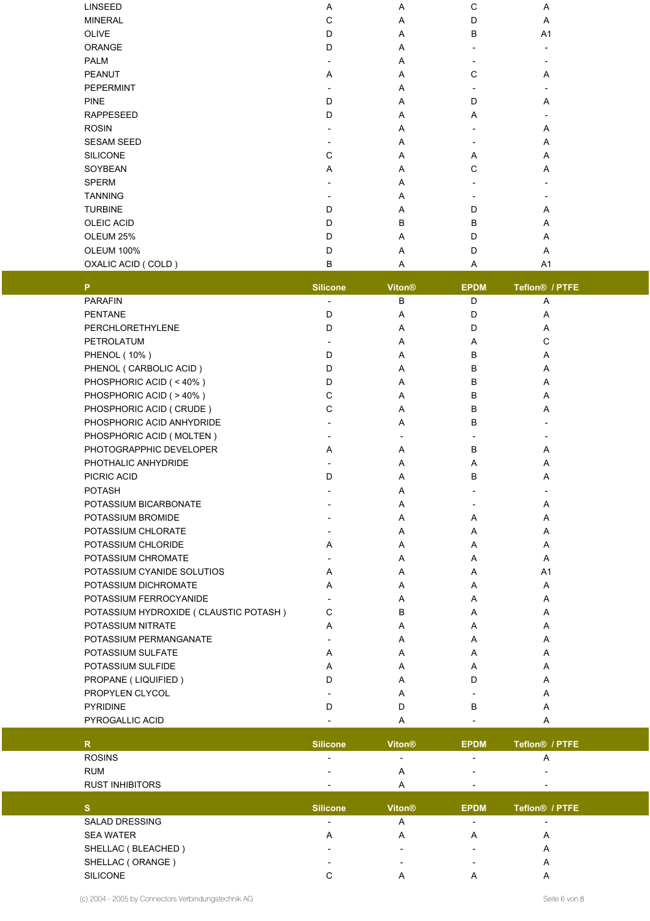| | Silicone | Viton® | EPDM | Teflon® / PTFE |
|---|---|---|---|---|
| LINSEED | A | A | C | A |
| MINERAL | C | A | D | A |
| OLIVE | D | A | B | A1 |
| ORANGE | D | A | - | - |
| PALM | - | A | - | - |
| PEANUT | A | A | C | A |
| PEPERMINT | - | A | - | - |
| PINE | D | A | D | A |
| RAPPESEED | D | A | A | - |
| ROSIN | - | A | - | A |
| SESAM SEED | - | A | - | A |
| SILICONE | C | A | A | A |
| SOYBEAN | A | A | C | A |
| SPERM | - | A | - | - |
| TANNING | - | A | - | - |
| TURBINE | D | A | D | A |
| OLEIC ACID | D | B | B | A |
| OLEUM 25% | D | A | D | A |
| OLEUM 100% | D | A | D | A |
| OXALIC ACID ( COLD ) | B | A | A | A1 |

| P | Silicone | Viton® | EPDM | Teflon® / PTFE |
|---|---|---|---|---|
| PARAFIN | - | B | D | A |
| PENTANE | D | A | D | A |
| PERCHLORETHYLENE | D | A | D | A |
| PETROLATUM | - | A | A | C |
| PHENOL ( 10% ) | D | A | B | A |
| PHENOL ( CARBOLIC ACID ) | D | A | B | A |
| PHOSPHORIC ACID ( < 40% ) | D | A | B | A |
| PHOSPHORIC ACID ( > 40% ) | C | A | B | A |
| PHOSPHORIC ACID ( CRUDE ) | C | A | B | A |
| PHOSPHORIC ACID ANHYDRIDE | - | A | B | - |
| PHOSPHORIC ACID ( MOLTEN ) | - | - | - | - |
| PHOTOGRAPPHIC DEVELOPER | A | A | B | A |
| PHOTHALIC ANHYDRIDE | - | A | A | A |
| PICRIC ACID | D | A | B | A |
| POTASH | - | A | - | - |
| POTASSIUM BICARBONATE | - | A | - | A |
| POTASSIUM BROMIDE | - | A | A | A |
| POTASSIUM CHLORATE | - | A | A | A |
| POTASSIUM CHLORIDE | A | A | A | A |
| POTASSIUM CHROMATE | - | A | A | A |
| POTASSIUM CYANIDE SOLUTIOS | A | A | A | A1 |
| POTASSIUM DICHROMATE | A | A | A | A |
| POTASSIUM FERROCYANIDE | - | A | A | A |
| POTASSIUM HYDROXIDE ( CLAUSTIC POTASH ) | C | B | A | A |
| POTASSIUM NITRATE | A | A | A | A |
| POTASSIUM PERMANGANATE | - | A | A | A |
| POTASSIUM SULFATE | A | A | A | A |
| POTASSIUM SULFIDE | A | A | A | A |
| PROPANE ( LIQUIFIED ) | D | A | D | A |
| PROPYLEN CLYCOL | - | A | - | A |
| PYRIDINE | D | D | B | A |
| PYROGALLIC ACID | - | A | - | A |

| R | Silicone | Viton® | EPDM | Teflon® / PTFE |
|---|---|---|---|---|
| ROSINS | - | - | - | A |
| RUM | - | A | - | - |
| RUST INHIBITORS | - | A | - | - |

| S | Silicone | Viton® | EPDM | Teflon® / PTFE |
|---|---|---|---|---|
| SALAD DRESSING | - | A | - | - |
| SEA WATER | A | A | A | A |
| SHELLAC ( BLEACHED ) | - | - | - | A |
| SHELLAC ( ORANGE ) | - | - | - | A |
| SILICONE | C | A | A | A |

(c) 2004 - 2005 by Connectors Verbindungstechnik AG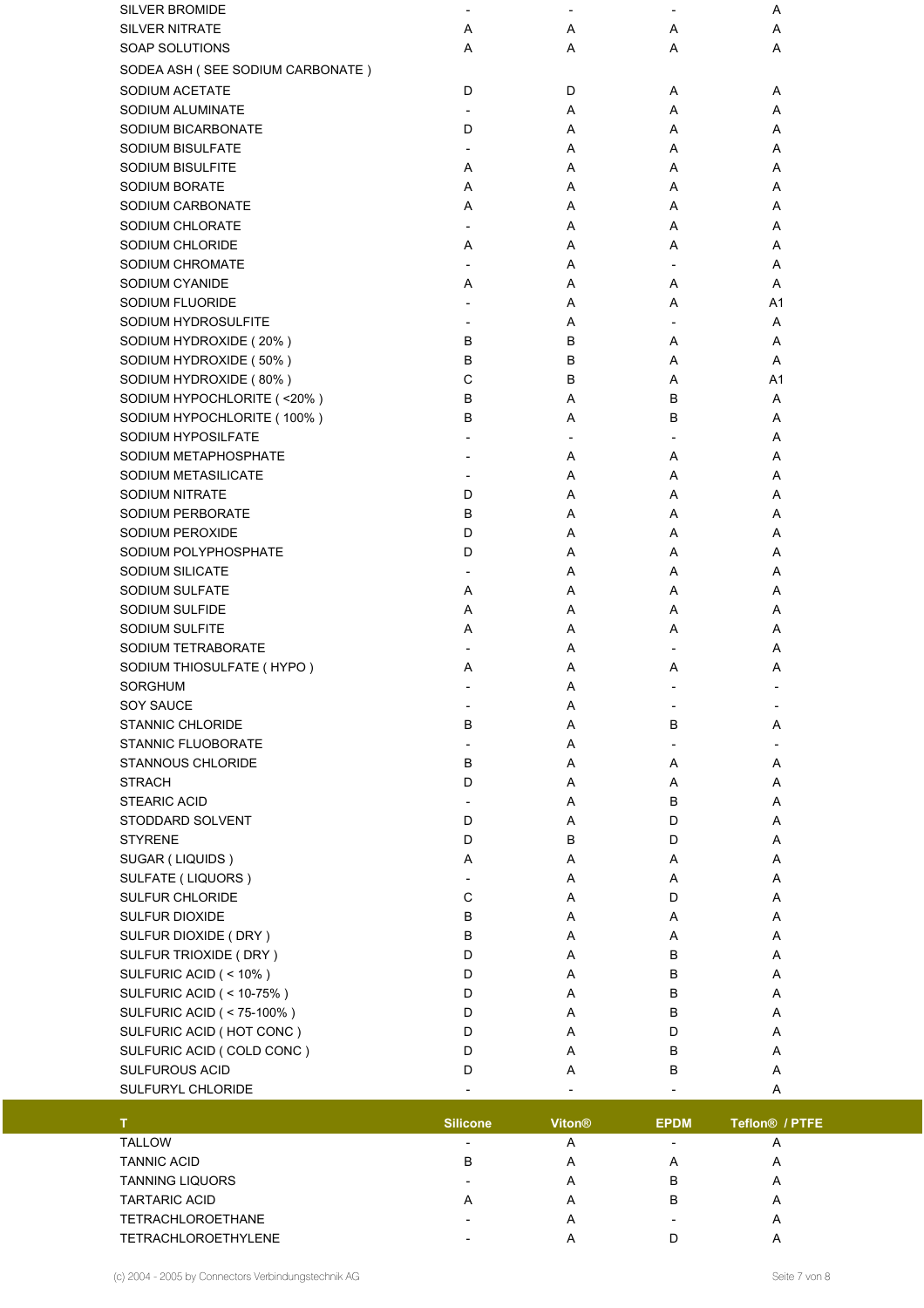| | | | | |
|---|---|---|---|---|
| SILVER BROMIDE | - | - | - | A |
| SILVER NITRATE | A | A | A | A |
| SOAP SOLUTIONS | A | A | A | A |
| SODEA ASH ( SEE SODIUM CARBONATE ) | | | | |
| SODIUM ACETATE | D | D | A | A |
| SODIUM ALUMINATE | - | A | A | A |
| SODIUM BICARBONATE | D | A | A | A |
| SODIUM BISULFATE | - | A | A | A |
| SODIUM BISULFITE | A | A | A | A |
| SODIUM BORATE | A | A | A | A |
| SODIUM CARBONATE | A | A | A | A |
| SODIUM CHLORATE | - | A | A | A |
| SODIUM CHLORIDE | A | A | A | A |
| SODIUM CHROMATE | - | A | - | A |
| SODIUM CYANIDE | A | A | A | A |
| SODIUM FLUORIDE | - | A | A | A1 |
| SODIUM HYDROSULFITE | - | A | - | A |
| SODIUM HYDROXIDE ( 20% ) | B | B | A | A |
| SODIUM HYDROXIDE ( 50% ) | B | B | A | A |
| SODIUM HYDROXIDE ( 80% ) | C | B | A | A1 |
| SODIUM HYPOCHLORITE ( <20% ) | B | A | B | A |
| SODIUM HYPOCHLORITE ( 100% ) | B | A | B | A |
| SODIUM HYPOSILFATE | - | - | - | A |
| SODIUM METAPHOSPHATE | - | A | A | A |
| SODIUM METASILICATE | - | A | A | A |
| SODIUM NITRATE | D | A | A | A |
| SODIUM PERBORATE | B | A | A | A |
| SODIUM PEROXIDE | D | A | A | A |
| SODIUM POLYPHOSPHATE | D | A | A | A |
| SODIUM SILICATE | - | A | A | A |
| SODIUM SULFATE | A | A | A | A |
| SODIUM SULFIDE | A | A | A | A |
| SODIUM SULFITE | A | A | A | A |
| SODIUM TETRABORATE | - | A | - | A |
| SODIUM THIOSULFATE ( HYPO ) | A | A | A | A |
| SORGHUM | - | A | - | - |
| SOY SAUCE | - | A | - | - |
| STANNIC CHLORIDE | B | A | B | A |
| STANNIC FLUOBORATE | - | A | - | - |
| STANNOUS CHLORIDE | B | A | A | A |
| STRACH | D | A | A | A |
| STEARIC ACID | - | A | B | A |
| STODDARD SOLVENT | D | A | D | A |
| STYRENE | D | B | D | A |
| SUGAR ( LIQUIDS ) | A | A | A | A |
| SULFATE ( LIQUORS ) | - | A | A | A |
| SULFUR CHLORIDE | C | A | D | A |
| SULFUR DIOXIDE | B | A | A | A |
| SULFUR DIOXIDE ( DRY ) | B | A | A | A |
| SULFUR TRIOXIDE ( DRY ) | D | A | B | A |
| SULFURIC ACID ( < 10% ) | D | A | B | A |
| SULFURIC ACID ( < 10-75% ) | D | A | B | A |
| SULFURIC ACID ( < 75-100% ) | D | A | B | A |
| SULFURIC ACID ( HOT CONC ) | D | A | D | A |
| SULFURIC ACID ( COLD CONC ) | D | A | B | A |
| SULFUROUS ACID | D | A | B | A |
| SULFURYL CHLORIDE | - | - | - | A |

| T | Silicone | Viton® | EPDM | Teflon® / PTFE |
|---|---|---|---|---|
| TALLOW | - | A | - | A |
| TANNIC ACID | B | A | A | A |
| TANNING LIQUORS | - | A | B | A |
| TARTARIC ACID | A | A | B | A |
| TETRACHLOROETHANE | - | A | - | A |
| TETRACHLOROETHYLENE | - | A | D | A |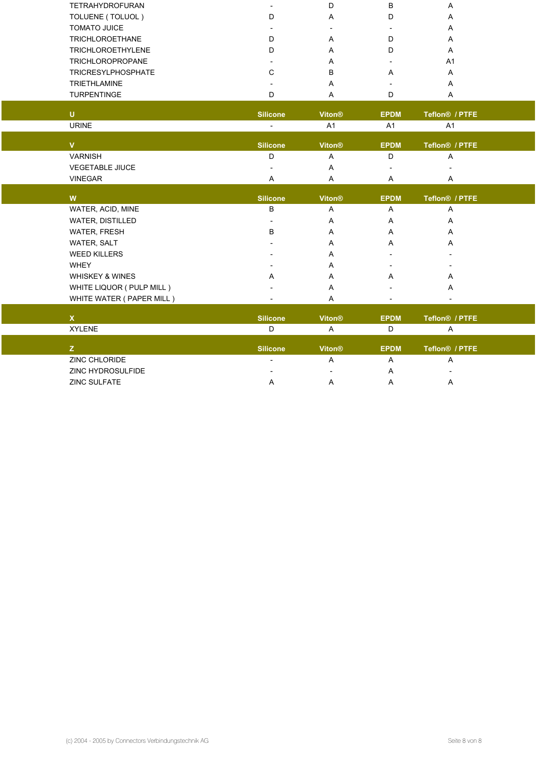| | | | | |
|---|---|---|---|---|
| TETRAHYDROFURAN | - | D | B | A |
| TOLUENE ( TOLUOL ) | D | A | D | A |
| TOMATO JUICE | - | - | - | A |
| TRICHLOROETHANE | D | A | D | A |
| TRICHLOROETHYLENE | D | A | D | A |
| TRICHLOROPROPANE | - | A | - | A1 |
| TRICRESYLPHOSPHATE | C | B | A | A |
| TRIETHLAMINE | - | A | - | A |
| TURPENTINGE | D | A | D | A |

| U | Silicone | Viton® | EPDM | Teflon® / PTFE |
|---|---|---|---|---|
| URINE | - | A1 | A1 | A1 |

| V | Silicone | Viton® | EPDM | Teflon® / PTFE |
|---|---|---|---|---|
| VARNISH | D | A | D | A |
| VEGETABLE JIUCE | - | A | - | - |
| VINEGAR | A | A | A | A |

| W | Silicone | Viton® | EPDM | Teflon® / PTFE |
|---|---|---|---|---|
| WATER, ACID, MINE | B | A | A | A |
| WATER, DISTILLED | - | A | A | A |
| WATER, FRESH | B | A | A | A |
| WATER, SALT | - | A | A | A |
| WEED KILLERS | - | A | - | - |
| WHEY | - | A | - | - |
| WHISKEY & WINES | A | A | A | A |
| WHITE LIQUOR ( PULP MILL ) | - | A | - | A |
| WHITE WATER ( PAPER MILL ) | - | A | - | - |

| X | Silicone | Viton® | EPDM | Teflon® / PTFE |
|---|---|---|---|---|
| XYLENE | D | A | D | A |

| Z | Silicone | Viton® | EPDM | Teflon® / PTFE |
|---|---|---|---|---|
| ZINC CHLORIDE | - | A | A | A |
| ZINC HYDROSULFIDE | - | - | A | - |
| ZINC SULFATE | A | A | A | A |

(c) 2004 - 2005 by Connectors Verbindungstechnik AG